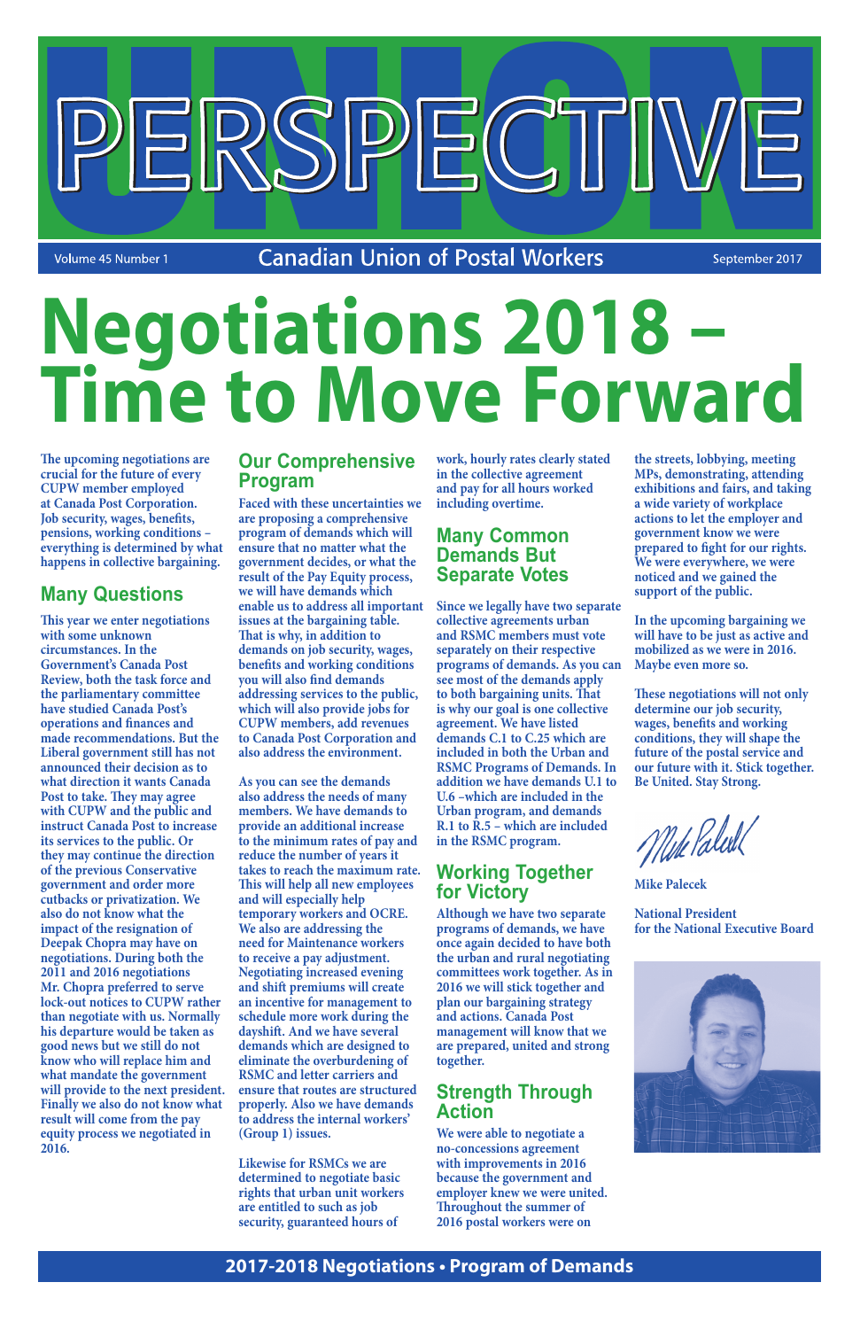# UNION PERSPECTIVE

Volume 45 Number 1 — Canadian Union of Postal Workers — September 2017

# Negotiations 2018 – Time to Move Forward

**The upcoming negotiations are crucial for the future of every CUPW member employed at Canada Post Corporation. Job security, wages, benefits, pensions, working conditions – everything is determined by what happens in collective bargaining.**

## Many Questions

This year we enter negotiations with some unknown circumstances. In the Government's Canada Post Review, both the task force and the parliamentary committee have studied Canada Post's operations and finances and made recommendations. But the Liberal government still has not announced their decision as to what direction it wants Canada Post to take. They may agree with CUPW and the public and instruct Canada Post to increase its services to the public. Or they may continue the direction of the previous Conservative government and order more cutbacks or privatization. We also do not know what the impact of the resignation of Deepak Chopra may have on negotiations. During both the 2011 and 2016 negotiations Mr. Chopra preferred to serve lock-out notices to CUPW rather than negotiate with us. Normally his departure would be taken as good news but we still do not know who will replace him and what mandate the government will provide to the next president. Finally we also do not know what result will come from the pay equity process we negotiated in 2016.

## Our Comprehensive Program

Faced with these uncertainties we are proposing a comprehensive program of demands which will ensure that no matter what the government decides, or what the result of the Pay Equity process, we will have demands which enable us to address all important issues at the bargaining table. That is why, in addition to demands on job security, wages, benefits and working conditions you will also find demands addressing services to the public, which will also provide jobs for CUPW members, add revenues to Canada Post Corporation and also address the environment.

As you can see the demands also address the needs of many members. We have demands to provide an additional increase to the minimum rates of pay and reduce the number of years it takes to reach the maximum rate. This will help all new employees and will especially help temporary workers and OCRE. We also are addressing the need for Maintenance workers to receive a pay adjustment. Negotiating increased evening and shift premiums will create an incentive for management to schedule more work during the dayshift. And we have several demands which are designed to eliminate the overburdening of RSMC and letter carriers and ensure that routes are structured properly. Also we have demands to address the internal workers' (Group 1) issues.

Likewise for RSMCs we are determined to negotiate basic rights that urban unit workers are entitled to such as job security, guaranteed hours of work, hourly rates clearly stated in the collective agreement and pay for all hours worked including overtime.

## Many Common Demands But Separate Votes

Since we legally have two separate collective agreements urban and RSMC members must vote separately on their respective programs of demands. As you can see most of the demands apply to both bargaining units. That is why our goal is one collective agreement. We have listed demands C.1 to C.25 which are included in both the Urban and RSMC Programs of Demands. In addition we have demands U.1 to U.6 –which are included in the Urban program, and demands R.1 to R.5 – which are included in the RSMC program.

## Working Together for Victory

Although we have two separate programs of demands, we have once again decided to have both the urban and rural negotiating committees work together. As in 2016 we will stick together and plan our bargaining strategy and actions. Canada Post management will know that we are prepared, united and strong together.

## Strength Through Action

We were able to negotiate a no-concessions agreement with improvements in 2016 because the government and employer knew we were united. Throughout the summer of 2016 postal workers were on the streets, lobbying, meeting MPs, demonstrating, attending exhibitions and fairs, and taking a wide variety of workplace actions to let the employer and government know we were prepared to fight for our rights. We were everywhere, we were noticed and we gained the support of the public.

In the upcoming bargaining we will have to be just as active and mobilized as we were in 2016. Maybe even more so.

These negotiations will not only determine our job security, wages, benefits and working conditions, they will shape the future of the postal service and our future with it. Stick together. Be United. Stay Strong.

Mike Palecek

National President
for the National Executive Board

**2017-2018 Negotiations • Program of Demands**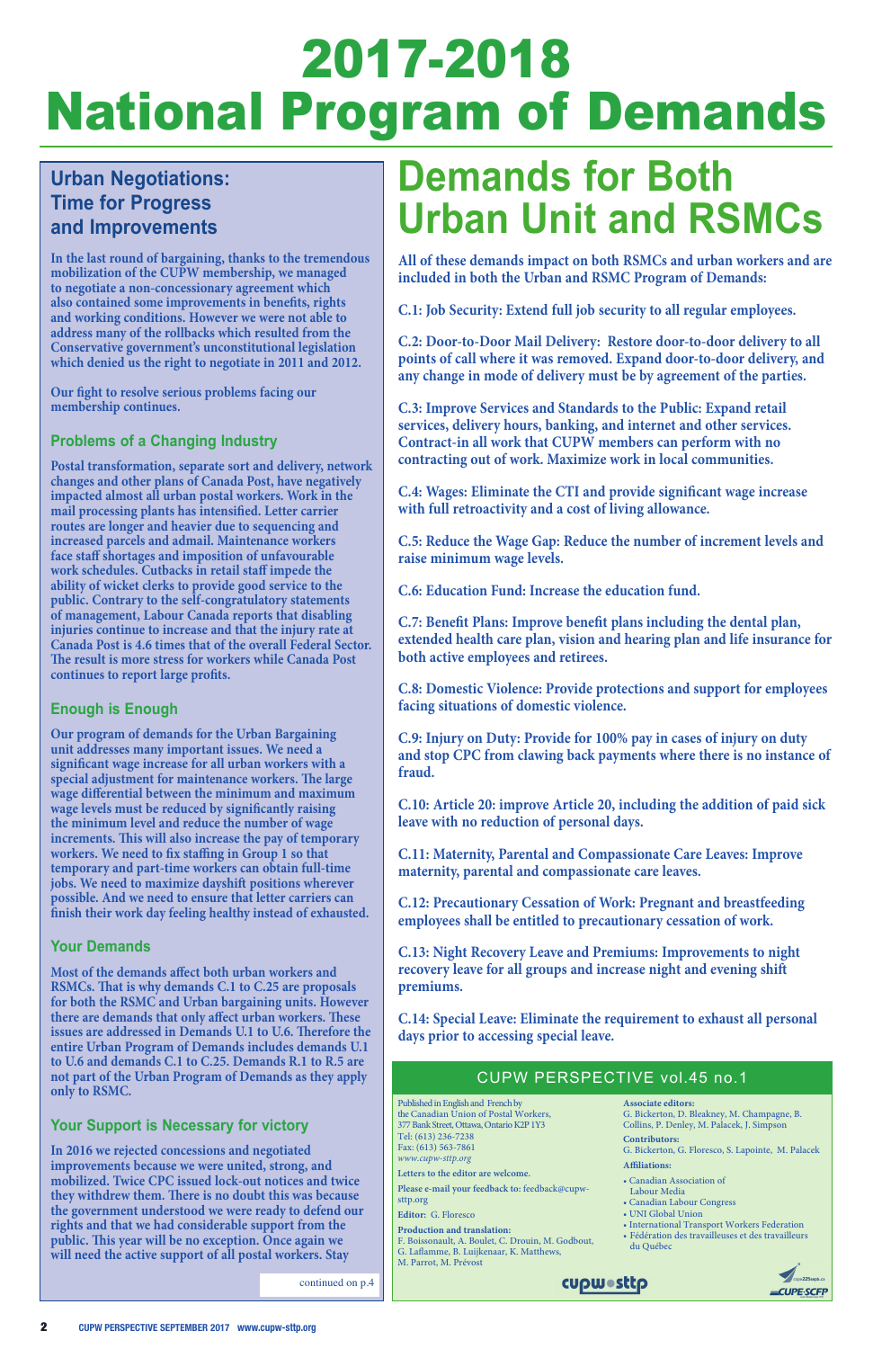# 2017-2018 National Program of Demands

## Urban Negotiations: Time for Progress and Improvements

**In the last round of bargaining, thanks to the tremendous mobilization of the CUPW membership, we managed to negotiate a non-concessionary agreement which also contained some improvements in benefits, rights and working conditions. However we were not able to address many of the rollbacks which resulted from the Conservative government's unconstitutional legislation which denied us the right to negotiate in 2011 and 2012.**

**Our fight to resolve serious problems facing our membership continues.**

### Problems of a Changing Industry

**Postal transformation, separate sort and delivery, network changes and other plans of Canada Post, have negatively impacted almost all urban postal workers. Work in the mail processing plants has intensified. Letter carrier routes are longer and heavier due to sequencing and increased parcels and admail. Maintenance workers face staff shortages and imposition of unfavourable work schedules. Cutbacks in retail staff impede the ability of wicket clerks to provide good service to the public. Contrary to the self-congratulatory statements of management, Labour Canada reports that disabling injuries continue to increase and that the injury rate at Canada Post is 4.6 times that of the overall Federal Sector. The result is more stress for workers while Canada Post continues to report large profits.**

### Enough is Enough

**Our program of demands for the Urban Bargaining unit addresses many important issues. We need a significant wage increase for all urban workers with a special adjustment for maintenance workers. The large wage differential between the minimum and maximum wage levels must be reduced by significantly raising the minimum level and reduce the number of wage increments. This will also increase the pay of temporary workers. We need to fix staffing in Group 1 so that temporary and part-time workers can obtain full-time jobs. We need to maximize dayshift positions wherever possible. And we need to ensure that letter carriers can finish their work day feeling healthy instead of exhausted.**

### Your Demands

**Most of the demands affect both urban workers and RSMCs. That is why demands C.1 to C.25 are proposals for both the RSMC and Urban bargaining units. However there are demands that only affect urban workers. These issues are addressed in Demands U.1 to U.6. Therefore the entire Urban Program of Demands includes demands U.1 to U.6 and demands C.1 to C.25. Demands R.1 to R.5 are not part of the Urban Program of Demands as they apply only to RSMC.**

### Your Support is Necessary for victory

**In 2016 we rejected concessions and negotiated improvements because we were united, strong, and mobilized. Twice CPC issued lock-out notices and twice they withdrew them. There is no doubt this was because the government understood we were ready to defend our rights and that we had considerable support from the public. This year will be no exception. Once again we will need the active support of all postal workers. Stay**

continued on p.4

## Demands for Both Urban Unit and RSMCs

**All of these demands impact on both RSMCs and urban workers and are included in both the Urban and RSMC Program of Demands:**

**C.1: Job Security: Extend full job security to all regular employees.**

**C.2: Door-to-Door Mail Delivery: Restore door-to-door delivery to all points of call where it was removed. Expand door-to-door delivery, and any change in mode of delivery must be by agreement of the parties.**

**C.3: Improve Services and Standards to the Public: Expand retail services, delivery hours, banking, and internet and other services. Contract-in all work that CUPW members can perform with no contracting out of work. Maximize work in local communities.**

**C.4: Wages: Eliminate the CTI and provide significant wage increase with full retroactivity and a cost of living allowance.**

**C.5: Reduce the Wage Gap: Reduce the number of increment levels and raise minimum wage levels.**

**C.6: Education Fund: Increase the education fund.**

**C.7: Benefit Plans: Improve benefit plans including the dental plan, extended health care plan, vision and hearing plan and life insurance for both active employees and retirees.**

**C.8: Domestic Violence: Provide protections and support for employees facing situations of domestic violence.**

**C.9: Injury on Duty: Provide for 100% pay in cases of injury on duty and stop CPC from clawing back payments where there is no instance of fraud.**

**C.10: Article 20: improve Article 20, including the addition of paid sick leave with no reduction of personal days.**

**C.11: Maternity, Parental and Compassionate Care Leaves: Improve maternity, parental and compassionate care leaves.**

**C.12: Precautionary Cessation of Work: Pregnant and breastfeeding employees shall be entitled to precautionary cessation of work.**

**C.13: Night Recovery Leave and Premiums: Improvements to night recovery leave for all groups and increase night and evening shift premiums.**

**C.14: Special Leave: Eliminate the requirement to exhaust all personal days prior to accessing special leave.**

### CUPW PERSPECTIVE vol.45 no.1

Published in English and French by the Canadian Union of Postal Workers, 377 Bank Street, Ottawa, Ontario K2P 1Y3
Tel: (613) 236-7238
Fax: (613) 563-7861
*www.cupw-sttp.org*

**Letters to the editor are welcome.**

**Please e-mail your feedback to:** feedback@cupw-sttp.org

**Editor:** G. Floresco

**Production and translation:**
F. Boissonault, A. Boulet, C. Drouin, M. Godbout, G. Laflamme, B. Luijkenaar, K. Matthews, M. Parrot, M. Prévost

**Associate editors:**
G. Bickerton, D. Bleakney, M. Champagne, B. Collins, P. Denley, M. Palacek, J. Simpson

**Contributors:**
G. Bickerton, G. Floresco, S. Lapointe, M. Palacek

**Affiliations:**

- Canadian Association of Labour Media
- Canadian Labour Congress
- UNI Global Union
- International Transport Workers Federation
- Fédération des travailleuses et des travailleurs du Québec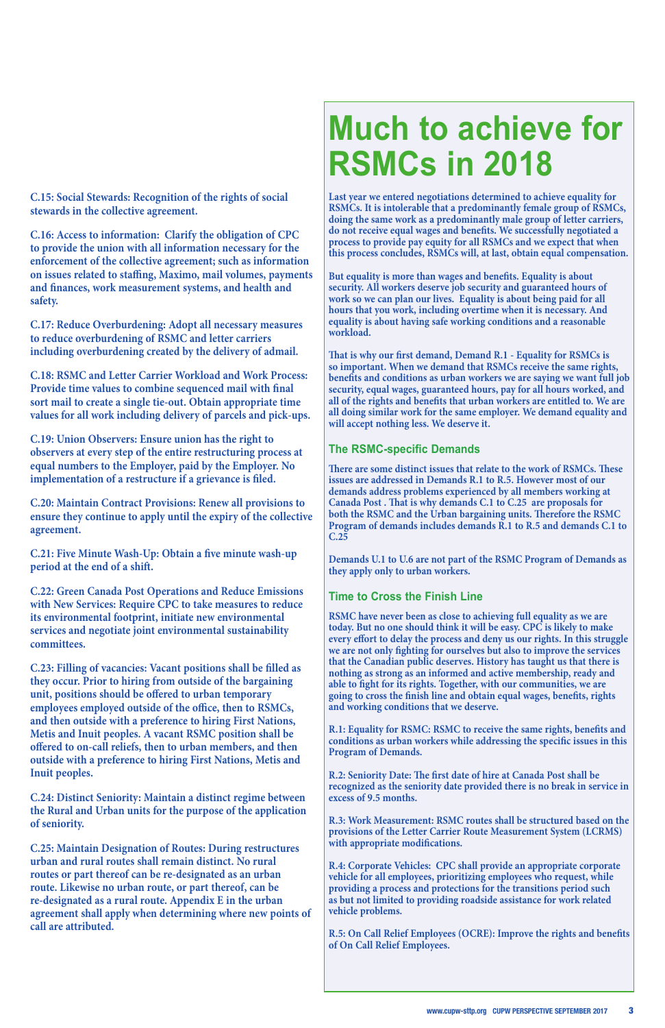**C.15: Social Stewards: Recognition of the rights of social stewards in the collective agreement.**

**C.16: Access to information: Clarify the obligation of CPC to provide the union with all information necessary for the enforcement of the collective agreement; such as information on issues related to staffing, Maximo, mail volumes, payments and finances, work measurement systems, and health and safety.**

**C.17: Reduce Overburdening: Adopt all necessary measures to reduce overburdening of RSMC and letter carriers including overburdening created by the delivery of admail.**

**C.18: RSMC and Letter Carrier Workload and Work Process: Provide time values to combine sequenced mail with final sort mail to create a single tie-out. Obtain appropriate time values for all work including delivery of parcels and pick-ups.**

**C.19: Union Observers: Ensure union has the right to observers at every step of the entire restructuring process at equal numbers to the Employer, paid by the Employer. No implementation of a restructure if a grievance is filed.**

**C.20: Maintain Contract Provisions: Renew all provisions to ensure they continue to apply until the expiry of the collective agreement.**

**C.21: Five Minute Wash-Up: Obtain a five minute wash-up period at the end of a shift.**

**C.22: Green Canada Post Operations and Reduce Emissions with New Services: Require CPC to take measures to reduce its environmental footprint, initiate new environmental services and negotiate joint environmental sustainability committees.**

**C.23: Filling of vacancies: Vacant positions shall be filled as they occur. Prior to hiring from outside of the bargaining unit, positions should be offered to urban temporary employees employed outside of the office, then to RSMCs, and then outside with a preference to hiring First Nations, Metis and Inuit peoples. A vacant RSMC position shall be offered to on-call reliefs, then to urban members, and then outside with a preference to hiring First Nations, Metis and Inuit peoples.**

**C.24: Distinct Seniority: Maintain a distinct regime between the Rural and Urban units for the purpose of the application of seniority.**

**C.25: Maintain Designation of Routes: During restructures urban and rural routes shall remain distinct. No rural routes or part thereof can be re-designated as an urban route. Likewise no urban route, or part thereof, can be re-designated as a rural route. Appendix E in the urban agreement shall apply when determining where new points of call are attributed.**

# Much to achieve for RSMCs in 2018

**Last year we entered negotiations determined to achieve equality for RSMCs. It is intolerable that a predominantly female group of RSMCs, doing the same work as a predominantly male group of letter carriers, do not receive equal wages and benefits. We successfully negotiated a process to provide pay equity for all RSMCs and we expect that when this process concludes, RSMCs will, at last, obtain equal compensation.**

**But equality is more than wages and benefits. Equality is about security. All workers deserve job security and guaranteed hours of work so we can plan our lives. Equality is about being paid for all hours that you work, including overtime when it is necessary. And equality is about having safe working conditions and a reasonable workload.**

**That is why our first demand, Demand R.1 - Equality for RSMCs is so important. When we demand that RSMCs receive the same rights, benefits and conditions as urban workers we are saying we want full job security, equal wages, guaranteed hours, pay for all hours worked, and all of the rights and benefits that urban workers are entitled to. We are all doing similar work for the same employer. We demand equality and will accept nothing less. We deserve it.**

## The RSMC-specific Demands

**There are some distinct issues that relate to the work of RSMCs. These issues are addressed in Demands R.1 to R.5. However most of our demands address problems experienced by all members working at Canada Post . That is why demands C.1 to C.25 are proposals for both the RSMC and the Urban bargaining units. Therefore the RSMC Program of demands includes demands R.1 to R.5 and demands C.1 to C.25**

**Demands U.1 to U.6 are not part of the RSMC Program of Demands as they apply only to urban workers.**

## Time to Cross the Finish Line

**RSMC have never been as close to achieving full equality as we are today. But no one should think it will be easy. CPC is likely to make every effort to delay the process and deny us our rights. In this struggle we are not only fighting for ourselves but also to improve the services that the Canadian public deserves. History has taught us that there is nothing as strong as an informed and active membership, ready and able to fight for its rights. Together, with our communities, we are going to cross the finish line and obtain equal wages, benefits, rights and working conditions that we deserve.**

**R.1: Equality for RSMC: RSMC to receive the same rights, benefits and conditions as urban workers while addressing the specific issues in this Program of Demands.**

**R.2: Seniority Date: The first date of hire at Canada Post shall be recognized as the seniority date provided there is no break in service in excess of 9.5 months.**

**R.3: Work Measurement: RSMC routes shall be structured based on the provisions of the Letter Carrier Route Measurement System (LCRMS) with appropriate modifications.**

**R.4: Corporate Vehicles: CPC shall provide an appropriate corporate vehicle for all employees, prioritizing employees who request, while providing a process and protections for the transitions period such as but not limited to providing roadside assistance for work related vehicle problems.**

**R.5: On Call Relief Employees (OCRE): Improve the rights and benefits of On Call Relief Employees.**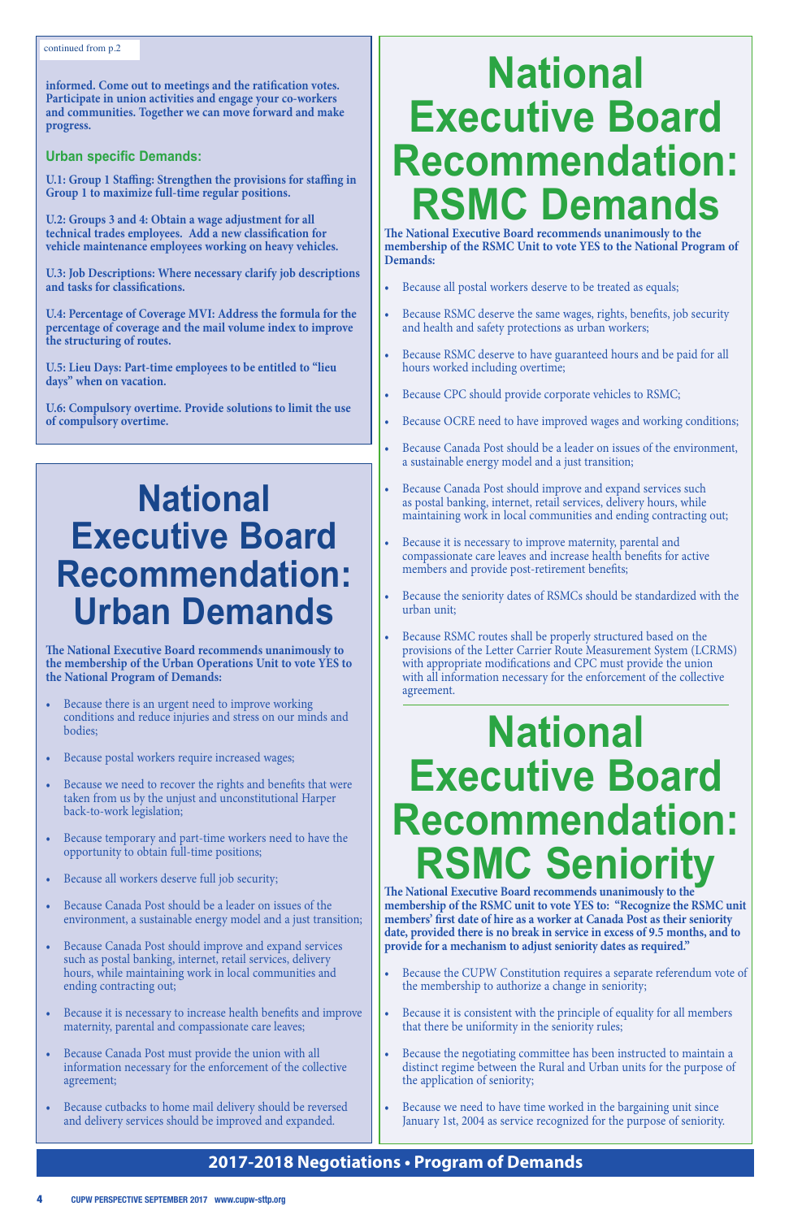continued from p.2

**informed. Come out to meetings and the ratification votes. Participate in union activities and engage your co-workers and communities. Together we can move forward and make progress.**

### Urban specific Demands:

**U.1: Group 1 Staffing: Strengthen the provisions for staffing in Group 1 to maximize full-time regular positions.**

**U.2: Groups 3 and 4: Obtain a wage adjustment for all technical trades employees. Add a new classification for vehicle maintenance employees working on heavy vehicles.**

**U.3: Job Descriptions: Where necessary clarify job descriptions and tasks for classifications.**

**U.4: Percentage of Coverage MVI: Address the formula for the percentage of coverage and the mail volume index to improve the structuring of routes.**

**U.5: Lieu Days: Part-time employees to be entitled to "lieu days" when on vacation.**

**U.6: Compulsory overtime. Provide solutions to limit the use of compulsory overtime.**

# National Executive Board Recommendation: Urban Demands

**The National Executive Board recommends unanimously to the membership of the Urban Operations Unit to vote YES to the National Program of Demands:**

- Because there is an urgent need to improve working conditions and reduce injuries and stress on our minds and bodies;
- Because postal workers require increased wages;
- Because we need to recover the rights and benefits that were taken from us by the unjust and unconstitutional Harper back-to-work legislation;
- Because temporary and part-time workers need to have the opportunity to obtain full-time positions;
- Because all workers deserve full job security;
- Because Canada Post should be a leader on issues of the environment, a sustainable energy model and a just transition;
- Because Canada Post should improve and expand services such as postal banking, internet, retail services, delivery hours, while maintaining work in local communities and ending contracting out;
- Because it is necessary to increase health benefits and improve maternity, parental and compassionate care leaves;
- Because Canada Post must provide the union with all information necessary for the enforcement of the collective agreement;
- Because cutbacks to home mail delivery should be reversed and delivery services should be improved and expanded.

# National Executive Board Recommendation: RSMC Demands

**The National Executive Board recommends unanimously to the membership of the RSMC Unit to vote YES to the National Program of Demands:**

- Because all postal workers deserve to be treated as equals;
- Because RSMC deserve the same wages, rights, benefits, job security and health and safety protections as urban workers;
- Because RSMC deserve to have guaranteed hours and be paid for all hours worked including overtime;
- Because CPC should provide corporate vehicles to RSMC;
- Because OCRE need to have improved wages and working conditions;
- Because Canada Post should be a leader on issues of the environment, a sustainable energy model and a just transition;
- Because Canada Post should improve and expand services such as postal banking, internet, retail services, delivery hours, while maintaining work in local communities and ending contracting out;
- Because it is necessary to improve maternity, parental and compassionate care leaves and increase health benefits for active members and provide post-retirement benefits;
- Because the seniority dates of RSMCs should be standardized with the urban unit;
- Because RSMC routes shall be properly structured based on the provisions of the Letter Carrier Route Measurement System (LCRMS) with appropriate modifications and CPC must provide the union with all information necessary for the enforcement of the collective agreement.

# National Executive Board Recommendation: RSMC Seniority

**The National Executive Board recommends unanimously to the membership of the RSMC unit to vote YES to: "Recognize the RSMC unit members' first date of hire as a worker at Canada Post as their seniority date, provided there is no break in service in excess of 9.5 months, and to provide for a mechanism to adjust seniority dates as required."**

- Because the CUPW Constitution requires a separate referendum vote of the membership to authorize a change in seniority;
- Because it is consistent with the principle of equality for all members that there be uniformity in the seniority rules;
- Because the negotiating committee has been instructed to maintain a distinct regime between the Rural and Urban units for the purpose of the application of seniority;
- Because we need to have time worked in the bargaining unit since January 1st, 2004 as service recognized for the purpose of seniority.

**2017-2018 Negotiations • Program of Demands**